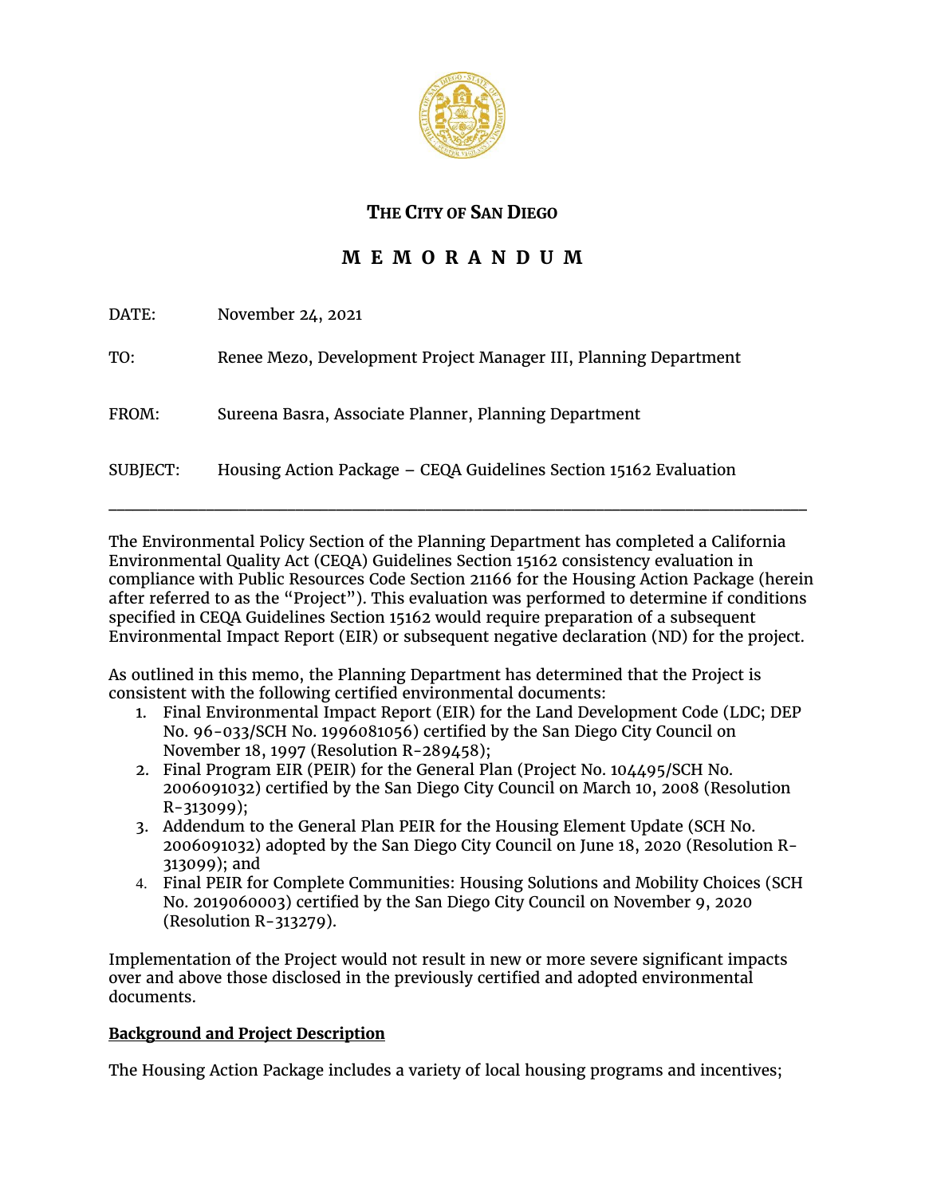# THE CITY OF SAN DIEGO

## M E M O R A N D U M

DATE: November 24, 2021

TO: Renee Mezo, Development Project Manager III, Planning Department

FROM: Sureena Basra, Associate Planner, Planning Department

SUBJECT: Housing Action Package – CEQA Guidelines Section 15162 Evaluation

---

The Environmental Policy Section of the Planning Department has completed a California Environmental Quality Act (CEQA) Guidelines Section 15162 consistency evaluation in compliance with Public Resources Code Section 21166 for the Housing Action Package (herein after referred to as the "Project"). This evaluation was performed to determine if conditions specified in CEQA Guidelines Section 15162 would require preparation of a subsequent Environmental Impact Report (EIR) or subsequent negative declaration (ND) for the project.

As outlined in this memo, the Planning Department has determined that the Project is consistent with the following certified environmental documents:

1. Final Environmental Impact Report (EIR) for the Land Development Code (LDC; DEP No. 96-033/SCH No. 1996081056) certified by the San Diego City Council on November 18, 1997 (Resolution R-289458);
2. Final Program EIR (PEIR) for the General Plan (Project No. 104495/SCH No. 2006091032) certified by the San Diego City Council on March 10, 2008 (Resolution R-313099);
3. Addendum to the General Plan PEIR for the Housing Element Update (SCH No. 2006091032) adopted by the San Diego City Council on June 18, 2020 (Resolution R-313099); and
4. Final PEIR for Complete Communities: Housing Solutions and Mobility Choices (SCH No. 2019060003) certified by the San Diego City Council on November 9, 2020 (Resolution R-313279).

Implementation of the Project would not result in new or more severe significant impacts over and above those disclosed in the previously certified and adopted environmental documents.

**Background and Project Description**

The Housing Action Package includes a variety of local housing programs and incentives;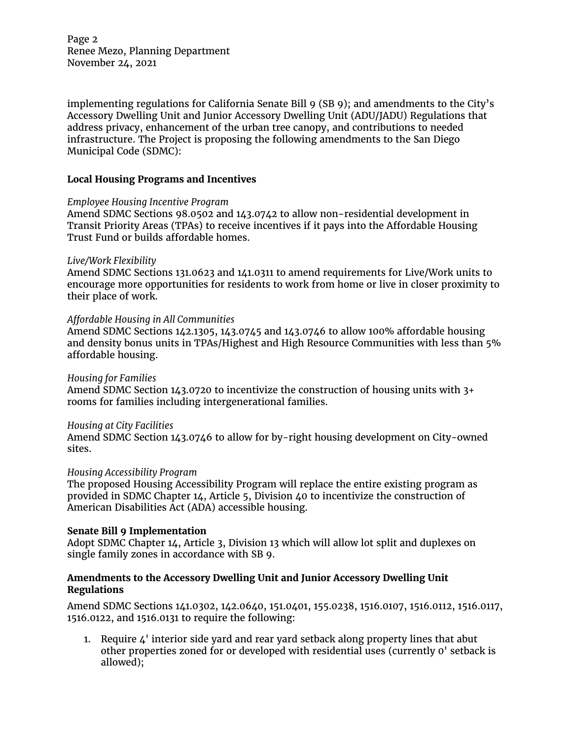implementing regulations for California Senate Bill 9 (SB 9); and amendments to the City's Accessory Dwelling Unit and Junior Accessory Dwelling Unit (ADU/JADU) Regulations that address privacy, enhancement of the urban tree canopy, and contributions to needed infrastructure. The Project is proposing the following amendments to the San Diego Municipal Code (SDMC):

**Local Housing Programs and Incentives**

*Employee Housing Incentive Program*
Amend SDMC Sections 98.0502 and 143.0742 to allow non-residential development in Transit Priority Areas (TPAs) to receive incentives if it pays into the Affordable Housing Trust Fund or builds affordable homes.

*Live/Work Flexibility*
Amend SDMC Sections 131.0623 and 141.0311 to amend requirements for Live/Work units to encourage more opportunities for residents to work from home or live in closer proximity to their place of work.

*Affordable Housing in All Communities*
Amend SDMC Sections 142.1305, 143.0745 and 143.0746 to allow 100% affordable housing and density bonus units in TPAs/Highest and High Resource Communities with less than 5% affordable housing.

*Housing for Families*
Amend SDMC Section 143.0720 to incentivize the construction of housing units with 3+ rooms for families including intergenerational families.

*Housing at City Facilities*
Amend SDMC Section 143.0746 to allow for by-right housing development on City-owned sites.

*Housing Accessibility Program*
The proposed Housing Accessibility Program will replace the entire existing program as provided in SDMC Chapter 14, Article 5, Division 40 to incentivize the construction of American Disabilities Act (ADA) accessible housing.

**Senate Bill 9 Implementation**
Adopt SDMC Chapter 14, Article 3, Division 13 which will allow lot split and duplexes on single family zones in accordance with SB 9.

**Amendments to the Accessory Dwelling Unit and Junior Accessory Dwelling Unit Regulations**

Amend SDMC Sections 141.0302, 142.0640, 151.0401, 155.0238, 1516.0107, 1516.0112, 1516.0117, 1516.0122, and 1516.0131 to require the following:

1. Require 4' interior side yard and rear yard setback along property lines that abut other properties zoned for or developed with residential uses (currently 0' setback is allowed);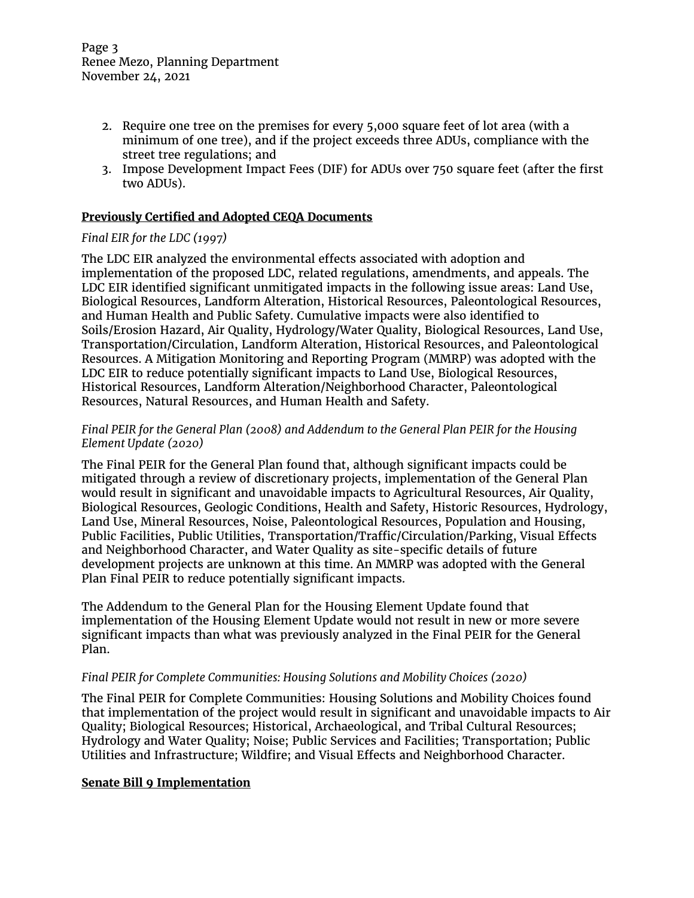2. Require one tree on the premises for every 5,000 square feet of lot area (with a minimum of one tree), and if the project exceeds three ADUs, compliance with the street tree regulations; and
3. Impose Development Impact Fees (DIF) for ADUs over 750 square feet (after the first two ADUs).

**Previously Certified and Adopted CEQA Documents**

*Final EIR for the LDC (1997)*

The LDC EIR analyzed the environmental effects associated with adoption and implementation of the proposed LDC, related regulations, amendments, and appeals. The LDC EIR identified significant unmitigated impacts in the following issue areas: Land Use, Biological Resources, Landform Alteration, Historical Resources, Paleontological Resources, and Human Health and Public Safety. Cumulative impacts were also identified to Soils/Erosion Hazard, Air Quality, Hydrology/Water Quality, Biological Resources, Land Use, Transportation/Circulation, Landform Alteration, Historical Resources, and Paleontological Resources. A Mitigation Monitoring and Reporting Program (MMRP) was adopted with the LDC EIR to reduce potentially significant impacts to Land Use, Biological Resources, Historical Resources, Landform Alteration/Neighborhood Character, Paleontological Resources, Natural Resources, and Human Health and Safety.

*Final PEIR for the General Plan (2008) and Addendum to the General Plan PEIR for the Housing Element Update (2020)*

The Final PEIR for the General Plan found that, although significant impacts could be mitigated through a review of discretionary projects, implementation of the General Plan would result in significant and unavoidable impacts to Agricultural Resources, Air Quality, Biological Resources, Geologic Conditions, Health and Safety, Historic Resources, Hydrology, Land Use, Mineral Resources, Noise, Paleontological Resources, Population and Housing, Public Facilities, Public Utilities, Transportation/Traffic/Circulation/Parking, Visual Effects and Neighborhood Character, and Water Quality as site-specific details of future development projects are unknown at this time. An MMRP was adopted with the General Plan Final PEIR to reduce potentially significant impacts.

The Addendum to the General Plan for the Housing Element Update found that implementation of the Housing Element Update would not result in new or more severe significant impacts than what was previously analyzed in the Final PEIR for the General Plan.

*Final PEIR for Complete Communities: Housing Solutions and Mobility Choices (2020)*

The Final PEIR for Complete Communities: Housing Solutions and Mobility Choices found that implementation of the project would result in significant and unavoidable impacts to Air Quality; Biological Resources; Historical, Archaeological, and Tribal Cultural Resources; Hydrology and Water Quality; Noise; Public Services and Facilities; Transportation; Public Utilities and Infrastructure; Wildfire; and Visual Effects and Neighborhood Character.

**Senate Bill 9 Implementation**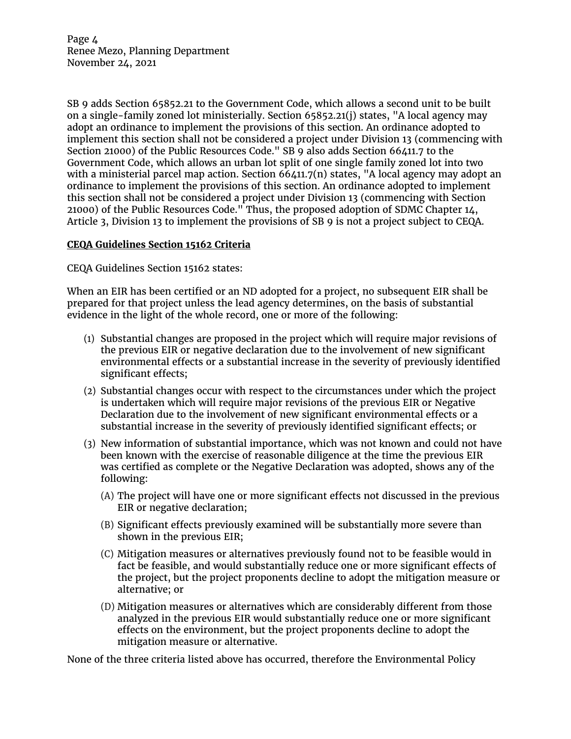SB 9 adds Section 65852.21 to the Government Code, which allows a second unit to be built on a single-family zoned lot ministerially. Section 65852.21(j) states, "A local agency may adopt an ordinance to implement the provisions of this section. An ordinance adopted to implement this section shall not be considered a project under Division 13 (commencing with Section 21000) of the Public Resources Code." SB 9 also adds Section 66411.7 to the Government Code, which allows an urban lot split of one single family zoned lot into two with a ministerial parcel map action. Section 66411.7(n) states, "A local agency may adopt an ordinance to implement the provisions of this section. An ordinance adopted to implement this section shall not be considered a project under Division 13 (commencing with Section 21000) of the Public Resources Code." Thus, the proposed adoption of SDMC Chapter 14, Article 3, Division 13 to implement the provisions of SB 9 is not a project subject to CEQA.

**CEQA Guidelines Section 15162 Criteria**

CEQA Guidelines Section 15162 states:

When an EIR has been certified or an ND adopted for a project, no subsequent EIR shall be prepared for that project unless the lead agency determines, on the basis of substantial evidence in the light of the whole record, one or more of the following:

(1) Substantial changes are proposed in the project which will require major revisions of the previous EIR or negative declaration due to the involvement of new significant environmental effects or a substantial increase in the severity of previously identified significant effects;

(2) Substantial changes occur with respect to the circumstances under which the project is undertaken which will require major revisions of the previous EIR or Negative Declaration due to the involvement of new significant environmental effects or a substantial increase in the severity of previously identified significant effects; or

(3) New information of substantial importance, which was not known and could not have been known with the exercise of reasonable diligence at the time the previous EIR was certified as complete or the Negative Declaration was adopted, shows any of the following:

   (A) The project will have one or more significant effects not discussed in the previous EIR or negative declaration;

   (B) Significant effects previously examined will be substantially more severe than shown in the previous EIR;

   (C) Mitigation measures or alternatives previously found not to be feasible would in fact be feasible, and would substantially reduce one or more significant effects of the project, but the project proponents decline to adopt the mitigation measure or alternative; or

   (D) Mitigation measures or alternatives which are considerably different from those analyzed in the previous EIR would substantially reduce one or more significant effects on the environment, but the project proponents decline to adopt the mitigation measure or alternative.

None of the three criteria listed above has occurred, therefore the Environmental Policy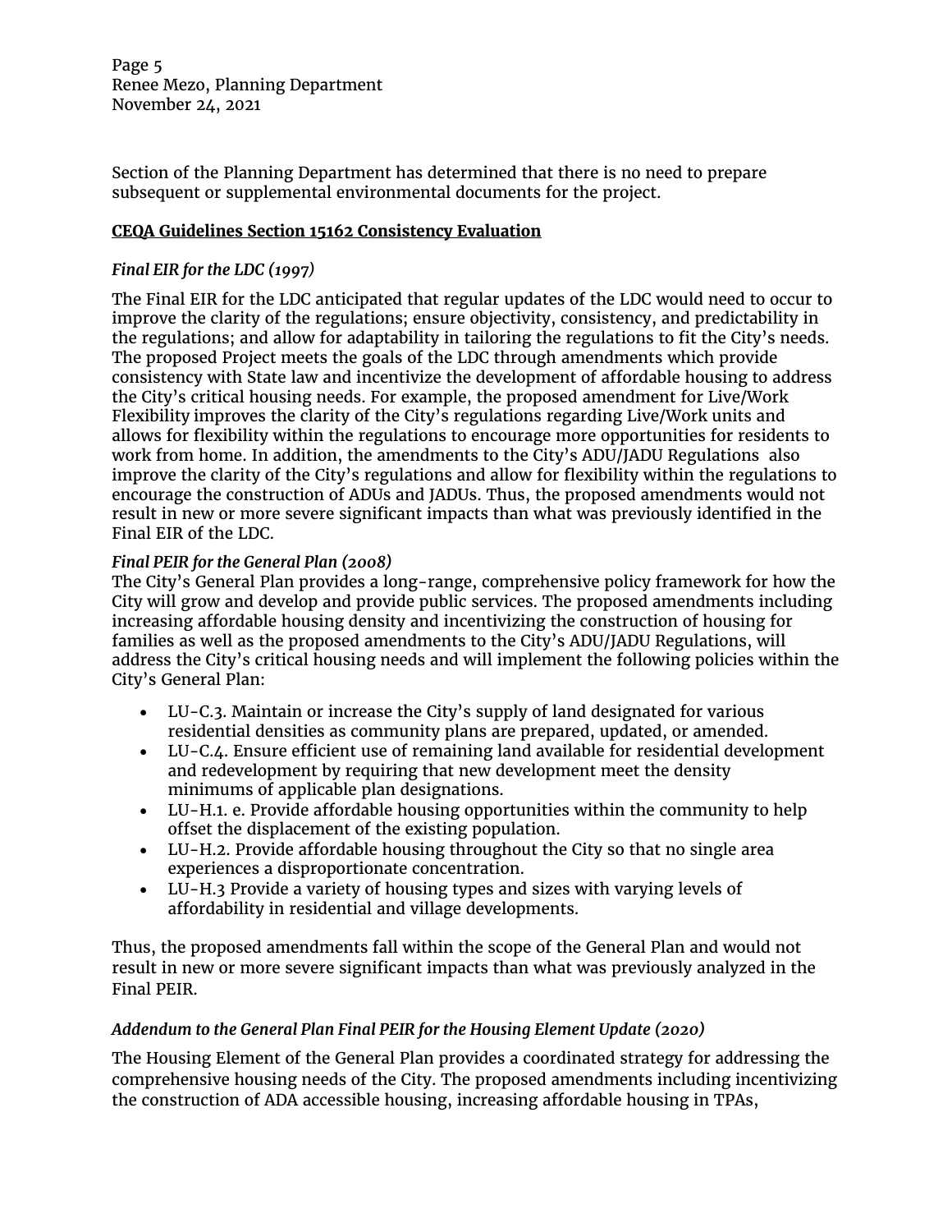Section of the Planning Department has determined that there is no need to prepare subsequent or supplemental environmental documents for the project.

**CEQA Guidelines Section 15162 Consistency Evaluation**

***Final EIR for the LDC (1997)***

The Final EIR for the LDC anticipated that regular updates of the LDC would need to occur to improve the clarity of the regulations; ensure objectivity, consistency, and predictability in the regulations; and allow for adaptability in tailoring the regulations to fit the City's needs. The proposed Project meets the goals of the LDC through amendments which provide consistency with State law and incentivize the development of affordable housing to address the City's critical housing needs. For example, the proposed amendment for Live/Work Flexibility improves the clarity of the City's regulations regarding Live/Work units and allows for flexibility within the regulations to encourage more opportunities for residents to work from home. In addition, the amendments to the City's ADU/JADU Regulations also improve the clarity of the City's regulations and allow for flexibility within the regulations to encourage the construction of ADUs and JADUs. Thus, the proposed amendments would not result in new or more severe significant impacts than what was previously identified in the Final EIR of the LDC.

***Final PEIR for the General Plan (2008)***

The City's General Plan provides a long-range, comprehensive policy framework for how the City will grow and develop and provide public services. The proposed amendments including increasing affordable housing density and incentivizing the construction of housing for families as well as the proposed amendments to the City's ADU/JADU Regulations, will address the City's critical housing needs and will implement the following policies within the City's General Plan:

- LU-C.3. Maintain or increase the City's supply of land designated for various residential densities as community plans are prepared, updated, or amended.
- LU-C.4. Ensure efficient use of remaining land available for residential development and redevelopment by requiring that new development meet the density minimums of applicable plan designations.
- LU-H.1. e. Provide affordable housing opportunities within the community to help offset the displacement of the existing population.
- LU-H.2. Provide affordable housing throughout the City so that no single area experiences a disproportionate concentration.
- LU-H.3 Provide a variety of housing types and sizes with varying levels of affordability in residential and village developments.

Thus, the proposed amendments fall within the scope of the General Plan and would not result in new or more severe significant impacts than what was previously analyzed in the Final PEIR.

***Addendum to the General Plan Final PEIR for the Housing Element Update (2020)***

The Housing Element of the General Plan provides a coordinated strategy for addressing the comprehensive housing needs of the City. The proposed amendments including incentivizing the construction of ADA accessible housing, increasing affordable housing in TPAs,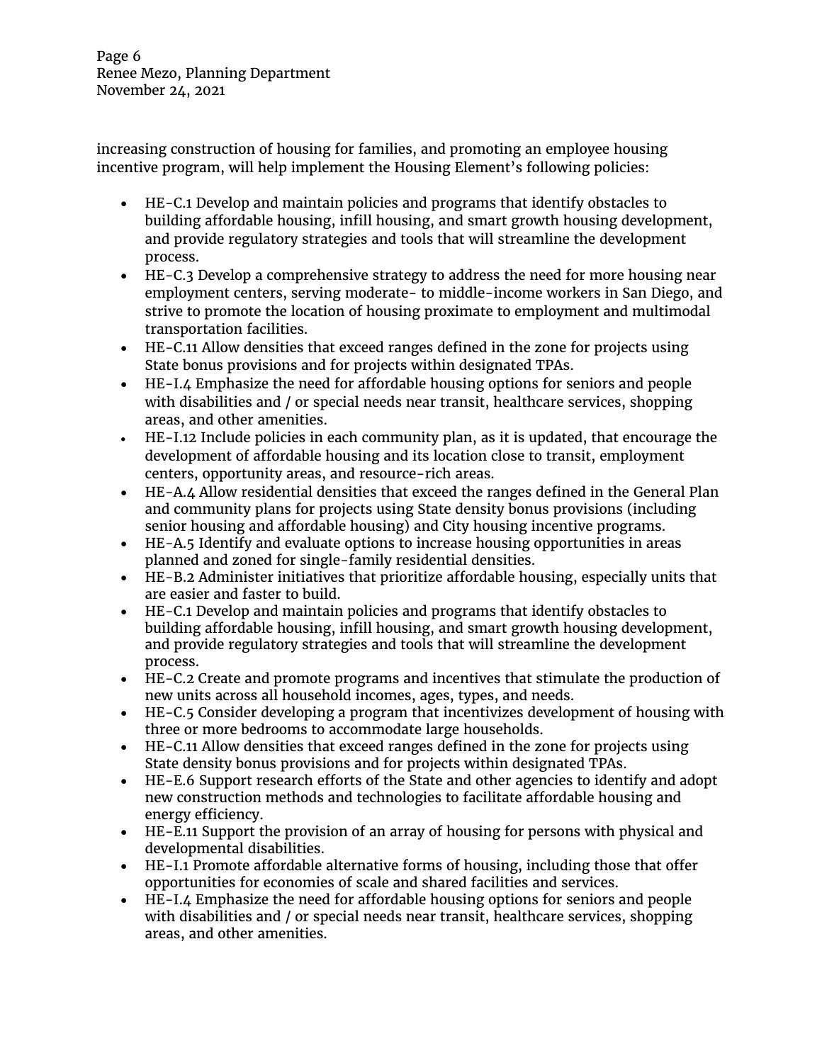increasing construction of housing for families, and promoting an employee housing incentive program, will help implement the Housing Element's following policies:

- HE-C.1 Develop and maintain policies and programs that identify obstacles to building affordable housing, infill housing, and smart growth housing development, and provide regulatory strategies and tools that will streamline the development process.
- HE-C.3 Develop a comprehensive strategy to address the need for more housing near employment centers, serving moderate- to middle-income workers in San Diego, and strive to promote the location of housing proximate to employment and multimodal transportation facilities.
- HE-C.11 Allow densities that exceed ranges defined in the zone for projects using State bonus provisions and for projects within designated TPAs.
- HE-I.4 Emphasize the need for affordable housing options for seniors and people with disabilities and / or special needs near transit, healthcare services, shopping areas, and other amenities.
- HE-I.12 Include policies in each community plan, as it is updated, that encourage the development of affordable housing and its location close to transit, employment centers, opportunity areas, and resource-rich areas.
- HE-A.4 Allow residential densities that exceed the ranges defined in the General Plan and community plans for projects using State density bonus provisions (including senior housing and affordable housing) and City housing incentive programs.
- HE-A.5 Identify and evaluate options to increase housing opportunities in areas planned and zoned for single-family residential densities.
- HE-B.2 Administer initiatives that prioritize affordable housing, especially units that are easier and faster to build.
- HE-C.1 Develop and maintain policies and programs that identify obstacles to building affordable housing, infill housing, and smart growth housing development, and provide regulatory strategies and tools that will streamline the development process.
- HE-C.2 Create and promote programs and incentives that stimulate the production of new units across all household incomes, ages, types, and needs.
- HE-C.5 Consider developing a program that incentivizes development of housing with three or more bedrooms to accommodate large households.
- HE-C.11 Allow densities that exceed ranges defined in the zone for projects using State density bonus provisions and for projects within designated TPAs.
- HE-E.6 Support research efforts of the State and other agencies to identify and adopt new construction methods and technologies to facilitate affordable housing and energy efficiency.
- HE-E.11 Support the provision of an array of housing for persons with physical and developmental disabilities.
- HE-I.1 Promote affordable alternative forms of housing, including those that offer opportunities for economies of scale and shared facilities and services.
- HE-I.4 Emphasize the need for affordable housing options for seniors and people with disabilities and / or special needs near transit, healthcare services, shopping areas, and other amenities.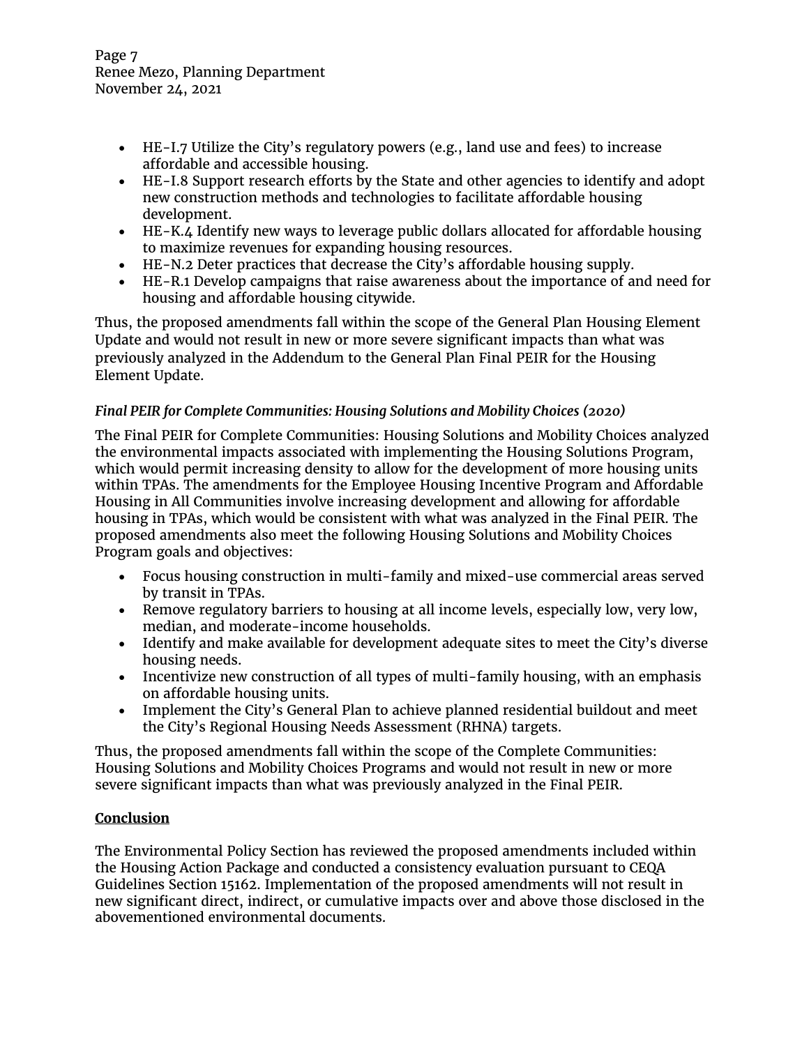- HE-I.7 Utilize the City's regulatory powers (e.g., land use and fees) to increase affordable and accessible housing.
- HE-I.8 Support research efforts by the State and other agencies to identify and adopt new construction methods and technologies to facilitate affordable housing development.
- HE-K.4 Identify new ways to leverage public dollars allocated for affordable housing to maximize revenues for expanding housing resources.
- HE-N.2 Deter practices that decrease the City's affordable housing supply.
- HE-R.1 Develop campaigns that raise awareness about the importance of and need for housing and affordable housing citywide.

Thus, the proposed amendments fall within the scope of the General Plan Housing Element Update and would not result in new or more severe significant impacts than what was previously analyzed in the Addendum to the General Plan Final PEIR for the Housing Element Update.

***Final PEIR for Complete Communities: Housing Solutions and Mobility Choices (2020)***

The Final PEIR for Complete Communities: Housing Solutions and Mobility Choices analyzed the environmental impacts associated with implementing the Housing Solutions Program, which would permit increasing density to allow for the development of more housing units within TPAs. The amendments for the Employee Housing Incentive Program and Affordable Housing in All Communities involve increasing development and allowing for affordable housing in TPAs, which would be consistent with what was analyzed in the Final PEIR. The proposed amendments also meet the following Housing Solutions and Mobility Choices Program goals and objectives:

- Focus housing construction in multi-family and mixed-use commercial areas served by transit in TPAs.
- Remove regulatory barriers to housing at all income levels, especially low, very low, median, and moderate-income households.
- Identify and make available for development adequate sites to meet the City's diverse housing needs.
- Incentivize new construction of all types of multi-family housing, with an emphasis on affordable housing units.
- Implement the City's General Plan to achieve planned residential buildout and meet the City's Regional Housing Needs Assessment (RHNA) targets.

Thus, the proposed amendments fall within the scope of the Complete Communities: Housing Solutions and Mobility Choices Programs and would not result in new or more severe significant impacts than what was previously analyzed in the Final PEIR.

**Conclusion**

The Environmental Policy Section has reviewed the proposed amendments included within the Housing Action Package and conducted a consistency evaluation pursuant to CEQA Guidelines Section 15162. Implementation of the proposed amendments will not result in new significant direct, indirect, or cumulative impacts over and above those disclosed in the abovementioned environmental documents.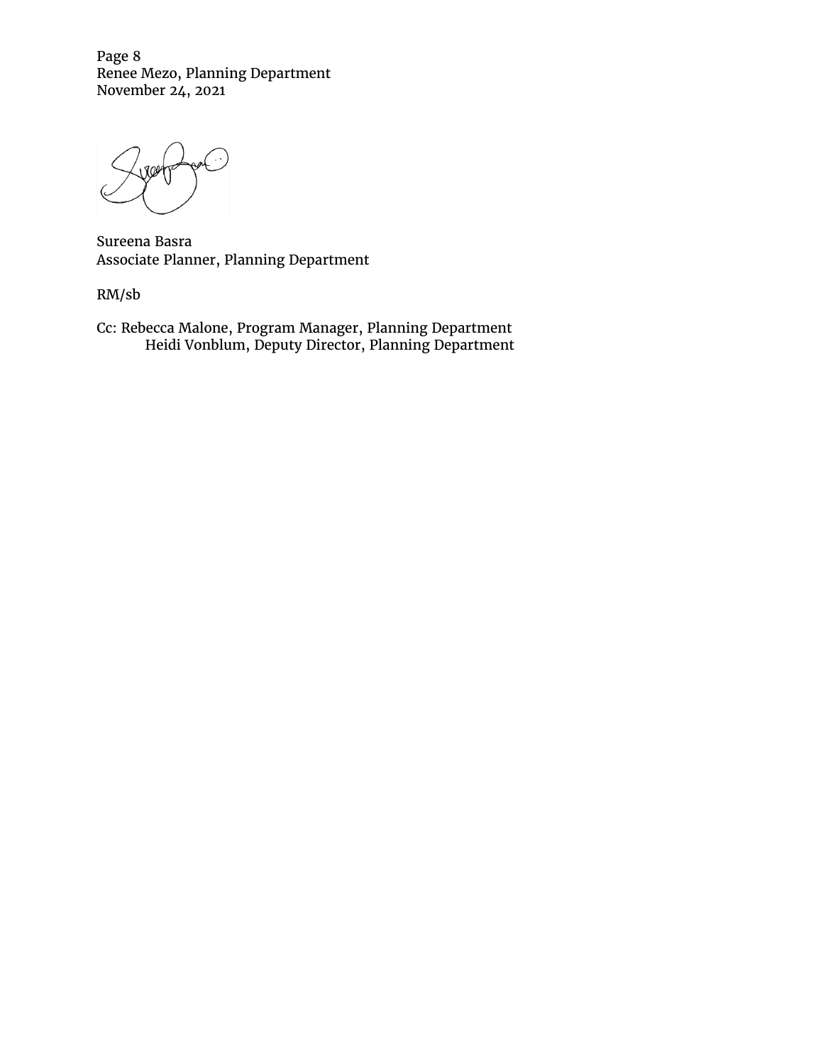Sureena Basra
Associate Planner, Planning Department

RM/sb

Cc: Rebecca Malone, Program Manager, Planning Department
Heidi Vonblum, Deputy Director, Planning Department